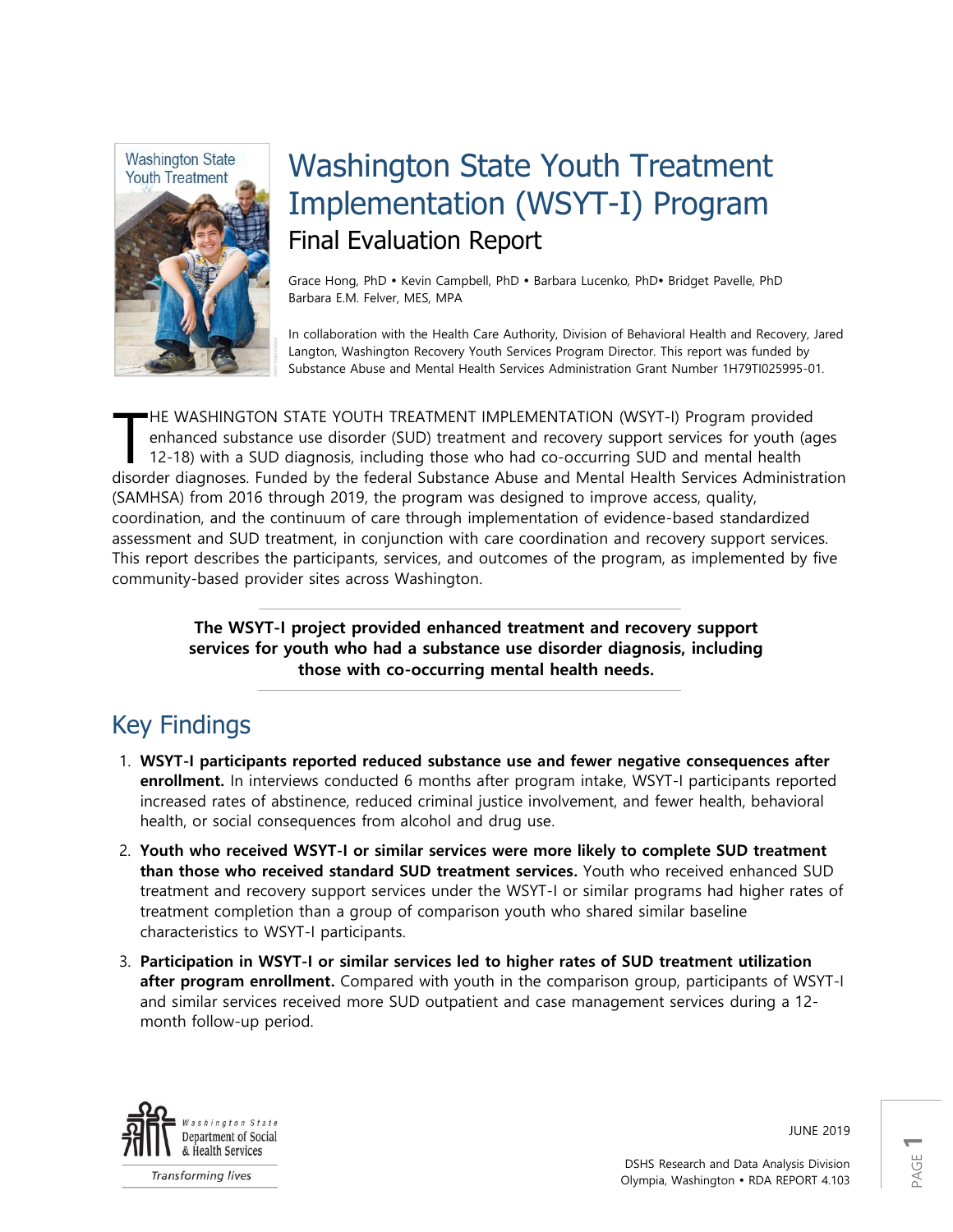# Washington State Youth Treatment Implementation (WSYT-I) Program

## Final Evaluation Report

Grace Hong, PhD • Kevin Campbell, PhD • Barbara Lucenko, PhD• Bridget Pavelle, PhD
Barbara E.M. Felver, MES, MPA

In collaboration with the Health Care Authority, Division of Behavioral Health and Recovery, Jared Langton, Washington Recovery Youth Services Program Director. This report was funded by Substance Abuse and Mental Health Services Administration Grant Number 1H79TI025995-01.

THE WASHINGTON STATE YOUTH TREATMENT IMPLEMENTATION (WSYT-I) Program provided enhanced substance use disorder (SUD) treatment and recovery support services for youth (ages 12-18) with a SUD diagnosis, including those who had co-occurring SUD and mental health disorder diagnoses. Funded by the federal Substance Abuse and Mental Health Services Administration (SAMHSA) from 2016 through 2019, the program was designed to improve access, quality, coordination, and the continuum of care through implementation of evidence-based standardized assessment and SUD treatment, in conjunction with care coordination and recovery support services. This report describes the participants, services, and outcomes of the program, as implemented by five community-based provider sites across Washington.

**The WSYT-I project provided enhanced treatment and recovery support services for youth who had a substance use disorder diagnosis, including those with co-occurring mental health needs.**

## Key Findings

1. **WSYT-I participants reported reduced substance use and fewer negative consequences after enrollment.** In interviews conducted 6 months after program intake, WSYT-I participants reported increased rates of abstinence, reduced criminal justice involvement, and fewer health, behavioral health, or social consequences from alcohol and drug use.
2. **Youth who received WSYT-I or similar services were more likely to complete SUD treatment than those who received standard SUD treatment services.** Youth who received enhanced SUD treatment and recovery support services under the WSYT-I or similar programs had higher rates of treatment completion than a group of comparison youth who shared similar baseline characteristics to WSYT-I participants.
3. **Participation in WSYT-I or similar services led to higher rates of SUD treatment utilization after program enrollment.** Compared with youth in the comparison group, participants of WSYT-I and similar services received more SUD outpatient and case management services during a 12-month follow-up period.

Washington State Department of Social & Health Services
*Transforming lives*

JUNE 2019

DSHS Research and Data Analysis Division
Olympia, Washington • RDA REPORT 4.103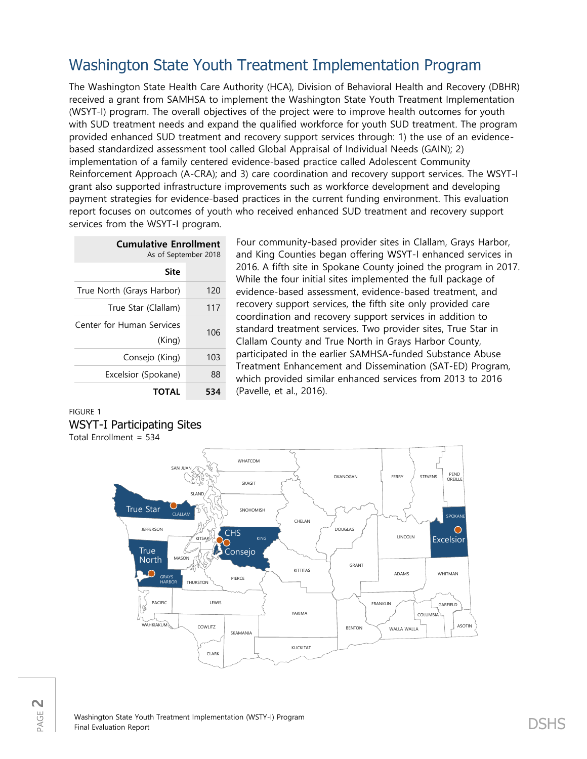# Washington State Youth Treatment Implementation Program

The Washington State Health Care Authority (HCA), Division of Behavioral Health and Recovery (DBHR) received a grant from SAMHSA to implement the Washington State Youth Treatment Implementation (WSYT-I) program. The overall objectives of the project were to improve health outcomes for youth with SUD treatment needs and expand the qualified workforce for youth SUD treatment. The program provided enhanced SUD treatment and recovery support services through: 1) the use of an evidence-based standardized assessment tool called Global Appraisal of Individual Needs (GAIN); 2) implementation of a family centered evidence-based practice called Adolescent Community Reinforcement Approach (A-CRA); and 3) care coordination and recovery support services. The WSYT-I grant also supported infrastructure improvements such as workforce development and developing payment strategies for evidence-based practices in the current funding environment. This evaluation report focuses on outcomes of youth who received enhanced SUD treatment and recovery support services from the WSYT-I program.

**Cumulative Enrollment**
As of September 2018

| Site | |
|---|---|
| True North (Grays Harbor) | 120 |
| True Star (Clallam) | 117 |
| Center for Human Services (King) | 106 |
| Consejo (King) | 103 |
| Excelsior (Spokane) | 88 |
| **TOTAL** | **534** |

Four community-based provider sites in Clallam, Grays Harbor, and King Counties began offering WSYT-I enhanced services in 2016. A fifth site in Spokane County joined the program in 2017. While the four initial sites implemented the full package of evidence-based assessment, evidence-based treatment, and recovery support services, the fifth site only provided care coordination and recovery support services in addition to standard treatment services. Two provider sites, True Star in Clallam County and True North in Grays Harbor County, participated in the earlier SAMHSA-funded Substance Abuse Treatment Enhancement and Dissemination (SAT-ED) Program, which provided similar enhanced services from 2013 to 2016 (Pavelle, et al., 2016).

FIGURE 1
WSYT-I Participating Sites
Total Enrollment = 534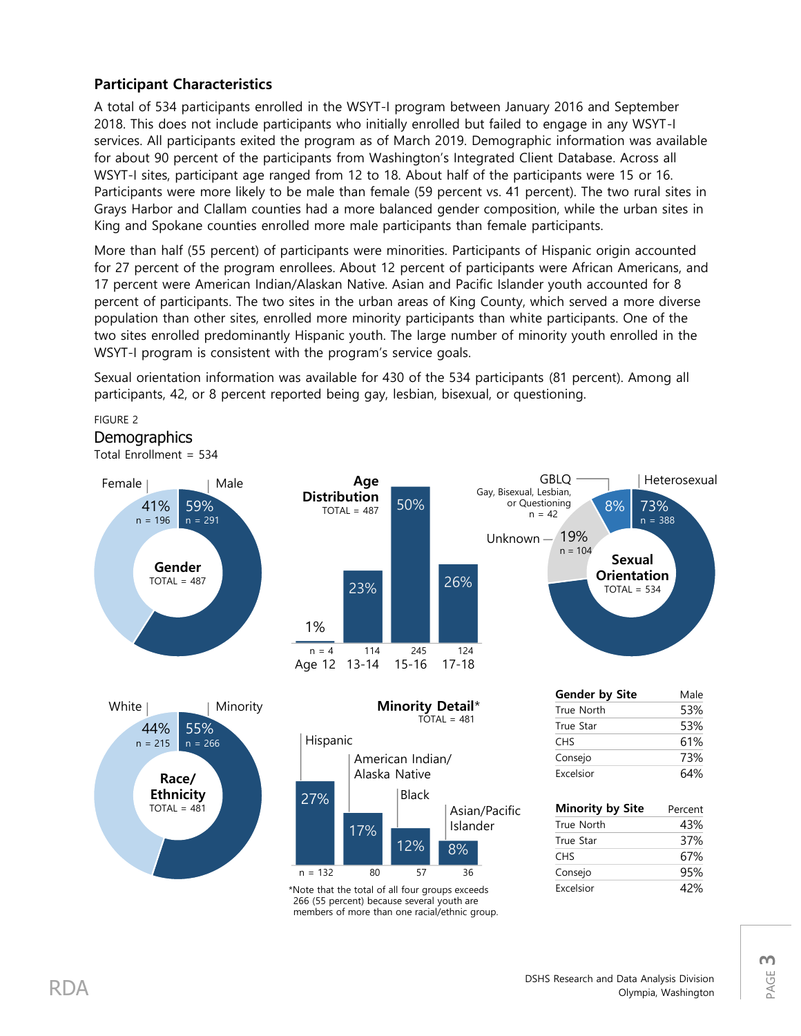### Participant Characteristics

A total of 534 participants enrolled in the WSYT-I program between January 2016 and September 2018. This does not include participants who initially enrolled but failed to engage in any WSYT-I services. All participants exited the program as of March 2019. Demographic information was available for about 90 percent of the participants from Washington's Integrated Client Database. Across all WSYT-I sites, participant age ranged from 12 to 18. About half of the participants were 15 or 16. Participants were more likely to be male than female (59 percent vs. 41 percent). The two rural sites in Grays Harbor and Clallam counties had a more balanced gender composition, while the urban sites in King and Spokane counties enrolled more male participants than female participants.

More than half (55 percent) of participants were minorities. Participants of Hispanic origin accounted for 27 percent of the program enrollees. About 12 percent of participants were African Americans, and 17 percent were American Indian/Alaskan Native. Asian and Pacific Islander youth accounted for 8 percent of participants. The two sites in the urban areas of King County, which served a more diverse population than other sites, enrolled more minority participants than white participants. One of the two sites enrolled predominantly Hispanic youth. The large number of minority youth enrolled in the WSYT-I program is consistent with the program's service goals.

Sexual orientation information was available for 430 of the 534 participants (81 percent). Among all participants, 42, or 8 percent reported being gay, lesbian, bisexual, or questioning.

FIGURE 2
**Demographics**
Total Enrollment = 534

**Gender** (TOTAL = 487)

| Gender | Percent | n |
|---|---|---|
| Female | 41% | 196 |
| Male | 59% | 291 |

**Age Distribution** (TOTAL = 487)

| Age | Percent | n |
|---|---|---|
| Age 12 | 1% | 4 |
| 13-14 | 23% | 114 |
| 15-16 | 50% | 245 |
| 17-18 | 26% | 124 |

**Sexual Orientation** (TOTAL = 534)

| Sexual Orientation | Percent | n |
|---|---|---|
| Heterosexual | 73% | 388 |
| GBLQ (Gay, Bisexual, Lesbian, or Questioning) | 8% | 42 |
| Unknown | 19% | 104 |

**Race/Ethnicity** (TOTAL = 481)

| Race/Ethnicity | Percent | n |
|---|---|---|
| White | 44% | 215 |
| Minority | 55% | 266 |

**Minority Detail*** (TOTAL = 481)

| Group | Percent | n |
|---|---|---|
| Hispanic | 27% | 132 |
| American Indian/Alaska Native | 17% | 80 |
| Black | 12% | 57 |
| Asian/Pacific Islander | 8% | 36 |

*Note that the total of all four groups exceeds 266 (55 percent) because several youth are members of more than one racial/ethnic group.

| Gender by Site | Male |
|---|---|
| True North | 53% |
| True Star | 53% |
| CHS | 61% |
| Consejo | 73% |
| Excelsior | 64% |

| Minority by Site | Percent |
|---|---|
| True North | 43% |
| True Star | 37% |
| CHS | 67% |
| Consejo | 95% |
| Excelsior | 42% |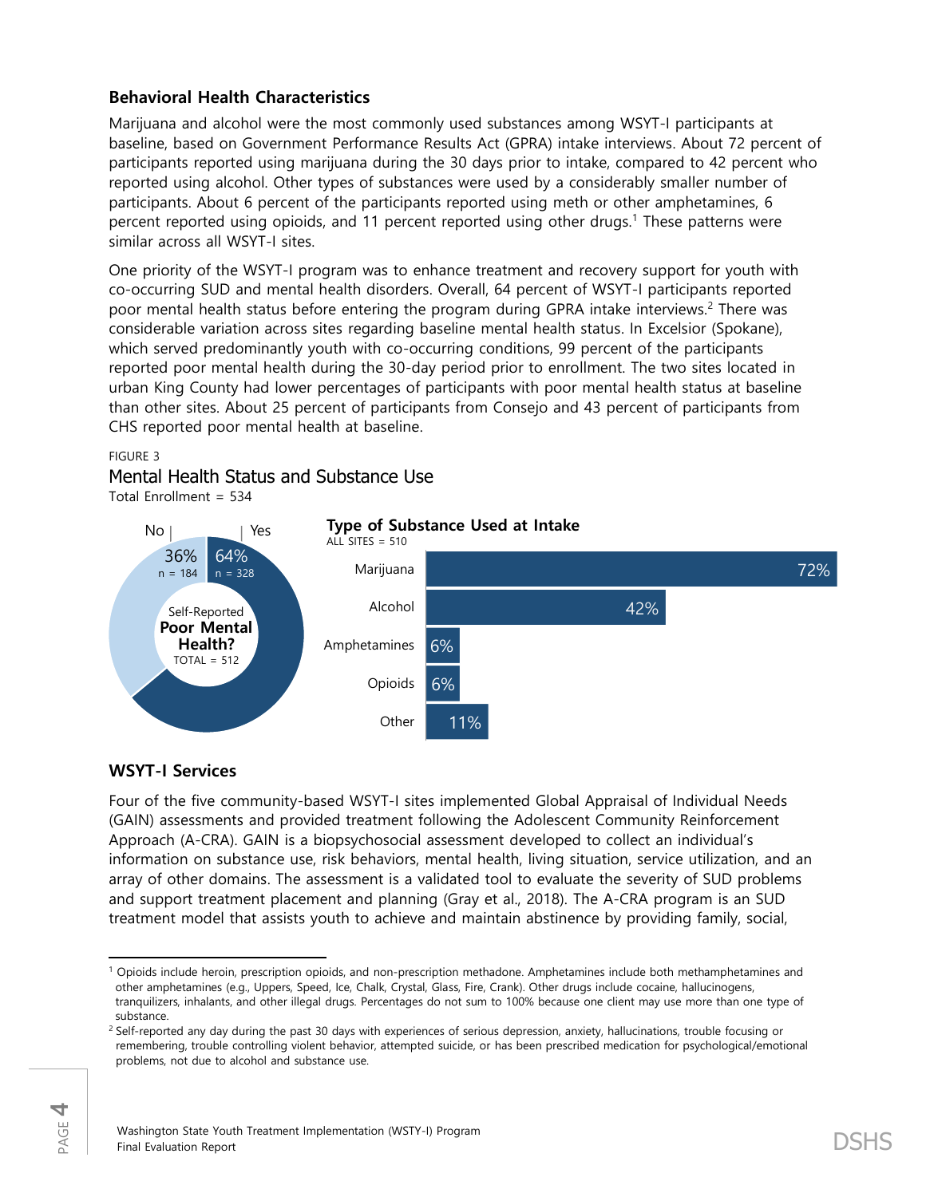### Behavioral Health Characteristics

Marijuana and alcohol were the most commonly used substances among WSYT-I participants at baseline, based on Government Performance Results Act (GPRA) intake interviews. About 72 percent of participants reported using marijuana during the 30 days prior to intake, compared to 42 percent who reported using alcohol. Other types of substances were used by a considerably smaller number of participants. About 6 percent of the participants reported using meth or other amphetamines, 6 percent reported using opioids, and 11 percent reported using other drugs.[1] These patterns were similar across all WSYT-I sites.

One priority of the WSYT-I program was to enhance treatment and recovery support for youth with co-occurring SUD and mental health disorders. Overall, 64 percent of WSYT-I participants reported poor mental health status before entering the program during GPRA intake interviews.[2] There was considerable variation across sites regarding baseline mental health status. In Excelsior (Spokane), which served predominantly youth with co-occurring conditions, 99 percent of the participants reported poor mental health during the 30-day period prior to enrollment. The two sites located in urban King County had lower percentages of participants with poor mental health status at baseline than other sites. About 25 percent of participants from Consejo and 43 percent of participants from CHS reported poor mental health at baseline.

FIGURE 3

Mental Health Status and Substance Use

Total Enrollment = 534

**Self-Reported Poor Mental Health?** TOTAL = 512

| Response | Percent | n |
|---|---|---|
| No | 36% | 184 |
| Yes | 64% | 328 |

**Type of Substance Used at Intake**

ALL SITES = 510

| Substance | Percent |
|---|---|
| Marijuana | 72% |
| Alcohol | 42% |
| Amphetamines | 6% |
| Opioids | 6% |
| Other | 11% |

### WSYT-I Services

Four of the five community-based WSYT-I sites implemented Global Appraisal of Individual Needs (GAIN) assessments and provided treatment following the Adolescent Community Reinforcement Approach (A-CRA). GAIN is a biopsychosocial assessment developed to collect an individual's information on substance use, risk behaviors, mental health, living situation, service utilization, and an array of other domains. The assessment is a validated tool to evaluate the severity of SUD problems and support treatment placement and planning (Gray et al., 2018). The A-CRA program is an SUD treatment model that assists youth to achieve and maintain abstinence by providing family, social,

---

[1] Opioids include heroin, prescription opioids, and non-prescription methadone. Amphetamines include both methamphetamines and other amphetamines (e.g., Uppers, Speed, Ice, Chalk, Crystal, Glass, Fire, Crank). Other drugs include cocaine, hallucinogens, tranquilizers, inhalants, and other illegal drugs. Percentages do not sum to 100% because one client may use more than one type of substance.

[2] Self-reported any day during the past 30 days with experiences of serious depression, anxiety, hallucinations, trouble focusing or remembering, trouble controlling violent behavior, attempted suicide, or has been prescribed medication for psychological/emotional problems, not due to alcohol and substance use.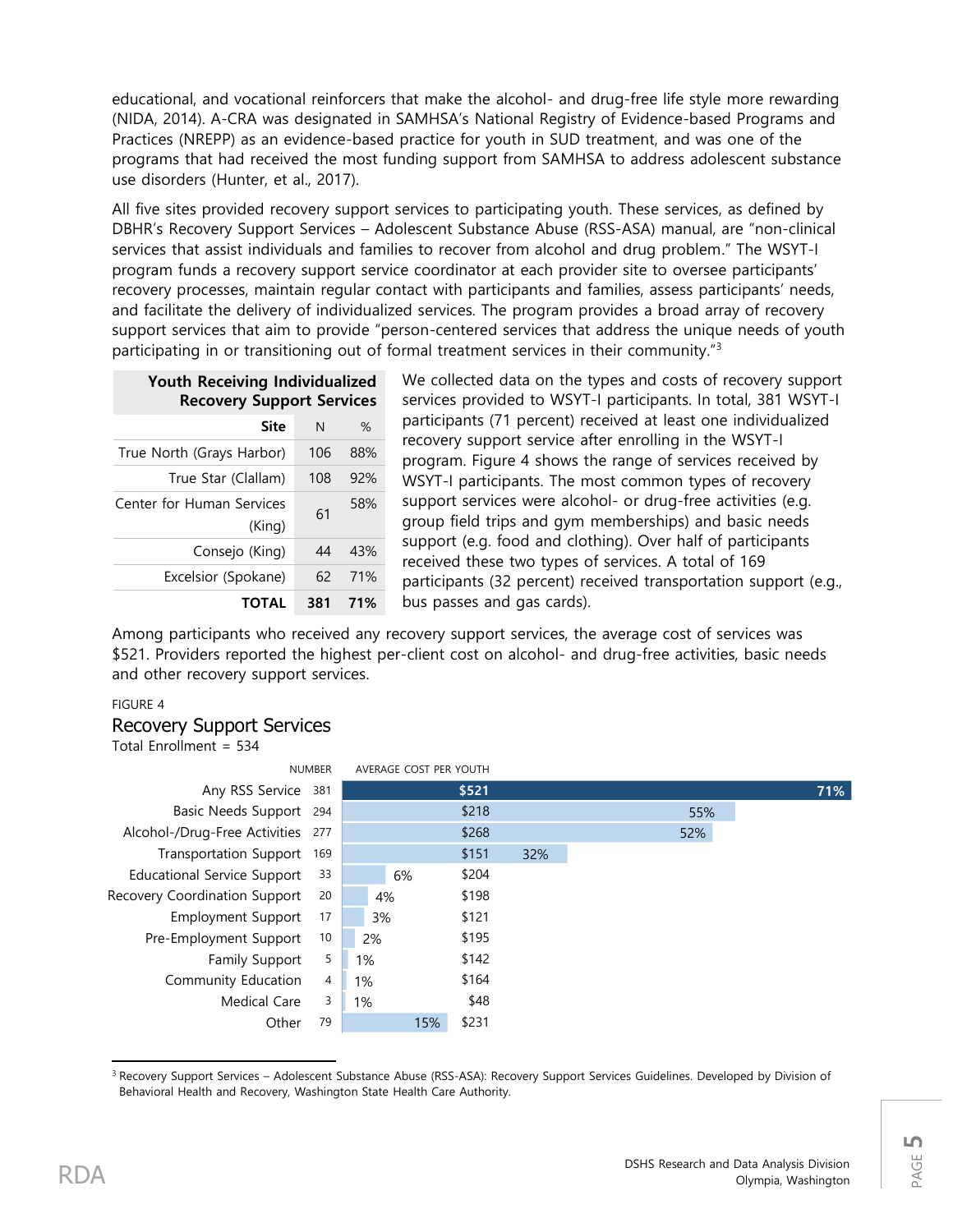educational, and vocational reinforcers that make the alcohol- and drug-free life style more rewarding (NIDA, 2014). A-CRA was designated in SAMHSA's National Registry of Evidence-based Programs and Practices (NREPP) as an evidence-based practice for youth in SUD treatment, and was one of the programs that had received the most funding support from SAMHSA to address adolescent substance use disorders (Hunter, et al., 2017).

All five sites provided recovery support services to participating youth. These services, as defined by DBHR's Recovery Support Services – Adolescent Substance Abuse (RSS-ASA) manual, are "non-clinical services that assist individuals and families to recover from alcohol and drug problem." The WSYT-I program funds a recovery support service coordinator at each provider site to oversee participants' recovery processes, maintain regular contact with participants and families, assess participants' needs, and facilitate the delivery of individualized services. The program provides a broad array of recovery support services that aim to provide "person-centered services that address the unique needs of youth participating in or transitioning out of formal treatment services in their community."[3]

**Youth Receiving Individualized Recovery Support Services**

| Site | N | % |
|---|---|---|
| True North (Grays Harbor) | 106 | 88% |
| True Star (Clallam) | 108 | 92% |
| Center for Human Services (King) | 61 | 58% |
| Consejo (King) | 44 | 43% |
| Excelsior (Spokane) | 62 | 71% |
| **TOTAL** | **381** | **71%** |

We collected data on the types and costs of recovery support services provided to WSYT-I participants. In total, 381 WSYT-I participants (71 percent) received at least one individualized recovery support service after enrolling in the WSYT-I program. Figure 4 shows the range of services received by WSYT-I participants. The most common types of recovery support services were alcohol- or drug-free activities (e.g. group field trips and gym memberships) and basic needs support (e.g. food and clothing). Over half of participants received these two types of services. A total of 169 participants (32 percent) received transportation support (e.g., bus passes and gas cards).

Among participants who received any recovery support services, the average cost of services was $521. Providers reported the highest per-client cost on alcohol- and drug-free activities, basic needs and other recovery support services.

FIGURE 4
### Recovery Support Services
Total Enrollment = 534

| | NUMBER | % | AVERAGE COST PER YOUTH |
|---|---|---|---|
| Any RSS Service | 381 | 71% | $521 |
| Basic Needs Support | 294 | 55% | $218 |
| Alcohol-/Drug-Free Activities | 277 | 52% | $268 |
| Transportation Support | 169 | 32% | $151 |
| Educational Service Support | 33 | 6% | $204 |
| Recovery Coordination Support | 20 | 4% | $198 |
| Employment Support | 17 | 3% | $121 |
| Pre-Employment Support | 10 | 2% | $195 |
| Family Support | 5 | 1% | $142 |
| Community Education | 4 | 1% | $164 |
| Medical Care | 3 | 1% | $48 |
| Other | 79 | 15% | $231 |

[3] Recovery Support Services – Adolescent Substance Abuse (RSS-ASA): Recovery Support Services Guidelines. Developed by Division of Behavioral Health and Recovery, Washington State Health Care Authority.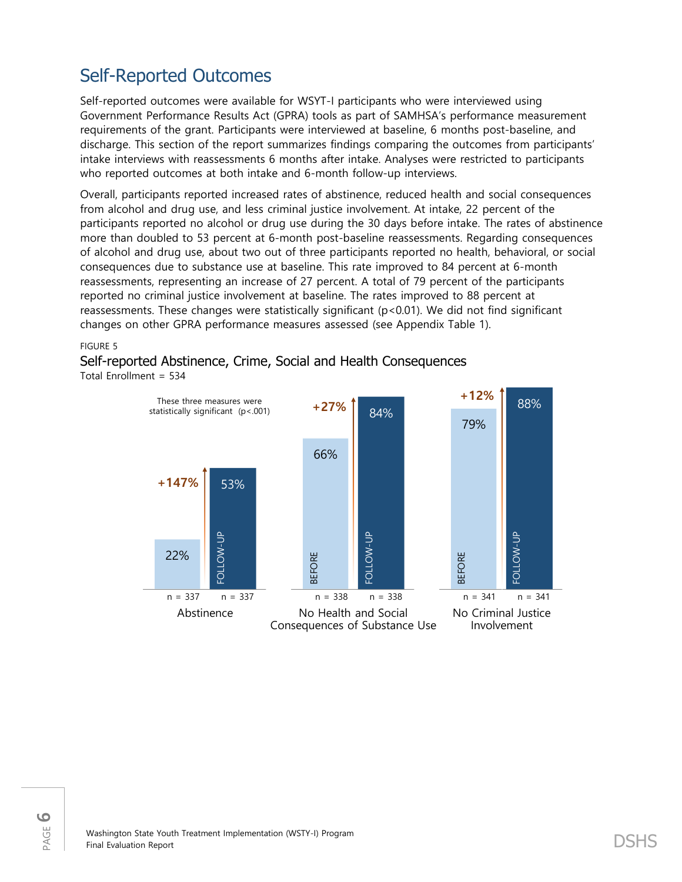## Self-Reported Outcomes

Self-reported outcomes were available for WSYT-I participants who were interviewed using Government Performance Results Act (GPRA) tools as part of SAMHSA's performance measurement requirements of the grant. Participants were interviewed at baseline, 6 months post-baseline, and discharge. This section of the report summarizes findings comparing the outcomes from participants' intake interviews with reassessments 6 months after intake. Analyses were restricted to participants who reported outcomes at both intake and 6-month follow-up interviews.

Overall, participants reported increased rates of abstinence, reduced health and social consequences from alcohol and drug use, and less criminal justice involvement. At intake, 22 percent of the participants reported no alcohol or drug use during the 30 days before intake. The rates of abstinence more than doubled to 53 percent at 6-month post-baseline reassessments. Regarding consequences of alcohol and drug use, about two out of three participants reported no health, behavioral, or social consequences due to substance use at baseline. This rate improved to 84 percent at 6-month reassessments, representing an increase of 27 percent. A total of 79 percent of the participants reported no criminal justice involvement at baseline. The rates improved to 88 percent at reassessments. These changes were statistically significant ($p<0.01$). We did not find significant changes on other GPRA performance measures assessed (see Appendix Table 1).

FIGURE 5

### Self-reported Abstinence, Crime, Social and Health Consequences

Total Enrollment = 534

These three measures were statistically significant ($p<.001$)

| Measure | BEFORE | FOLLOW-UP | Change |
|---|---|---|---|
| Abstinence | 22% (n = 337) | 53% (n = 337) | +147% |
| No Health and Social Consequences of Substance Use | 66% (n = 338) | 84% (n = 338) | +27% |
| No Criminal Justice Involvement | 79% (n = 341) | 88% (n = 341) | +12% |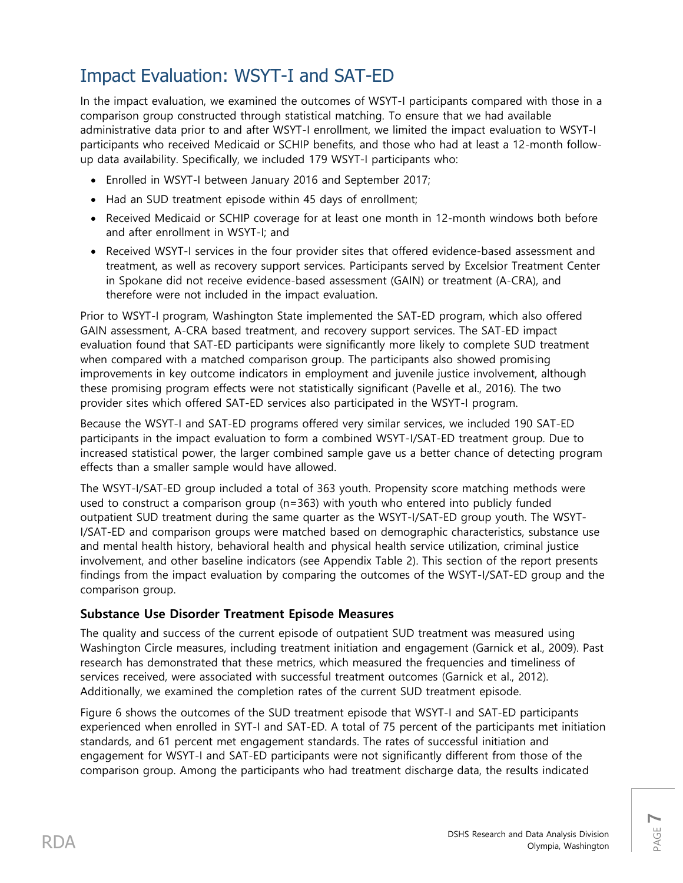## Impact Evaluation: WSYT-I and SAT-ED

In the impact evaluation, we examined the outcomes of WSYT-I participants compared with those in a comparison group constructed through statistical matching. To ensure that we had available administrative data prior to and after WSYT-I enrollment, we limited the impact evaluation to WSYT-I participants who received Medicaid or SCHIP benefits, and those who had at least a 12-month follow-up data availability. Specifically, we included 179 WSYT-I participants who:

- Enrolled in WSYT-I between January 2016 and September 2017;
- Had an SUD treatment episode within 45 days of enrollment;
- Received Medicaid or SCHIP coverage for at least one month in 12-month windows both before and after enrollment in WSYT-I; and
- Received WSYT-I services in the four provider sites that offered evidence-based assessment and treatment, as well as recovery support services. Participants served by Excelsior Treatment Center in Spokane did not receive evidence-based assessment (GAIN) or treatment (A-CRA), and therefore were not included in the impact evaluation.

Prior to WSYT-I program, Washington State implemented the SAT-ED program, which also offered GAIN assessment, A-CRA based treatment, and recovery support services. The SAT-ED impact evaluation found that SAT-ED participants were significantly more likely to complete SUD treatment when compared with a matched comparison group. The participants also showed promising improvements in key outcome indicators in employment and juvenile justice involvement, although these promising program effects were not statistically significant (Pavelle et al., 2016). The two provider sites which offered SAT-ED services also participated in the WSYT-I program.

Because the WSYT-I and SAT-ED programs offered very similar services, we included 190 SAT-ED participants in the impact evaluation to form a combined WSYT-I/SAT-ED treatment group. Due to increased statistical power, the larger combined sample gave us a better chance of detecting program effects than a smaller sample would have allowed.

The WSYT-I/SAT-ED group included a total of 363 youth. Propensity score matching methods were used to construct a comparison group (n=363) with youth who entered into publicly funded outpatient SUD treatment during the same quarter as the WSYT-I/SAT-ED group youth. The WSYT-I/SAT-ED and comparison groups were matched based on demographic characteristics, substance use and mental health history, behavioral health and physical health service utilization, criminal justice involvement, and other baseline indicators (see Appendix Table 2). This section of the report presents findings from the impact evaluation by comparing the outcomes of the WSYT-I/SAT-ED group and the comparison group.

### Substance Use Disorder Treatment Episode Measures

The quality and success of the current episode of outpatient SUD treatment was measured using Washington Circle measures, including treatment initiation and engagement (Garnick et al., 2009). Past research has demonstrated that these metrics, which measured the frequencies and timeliness of services received, were associated with successful treatment outcomes (Garnick et al., 2012). Additionally, we examined the completion rates of the current SUD treatment episode.

Figure 6 shows the outcomes of the SUD treatment episode that WSYT-I and SAT-ED participants experienced when enrolled in SYT-I and SAT-ED. A total of 75 percent of the participants met initiation standards, and 61 percent met engagement standards. The rates of successful initiation and engagement for WSYT-I and SAT-ED participants were not significantly different from those of the comparison group. Among the participants who had treatment discharge data, the results indicated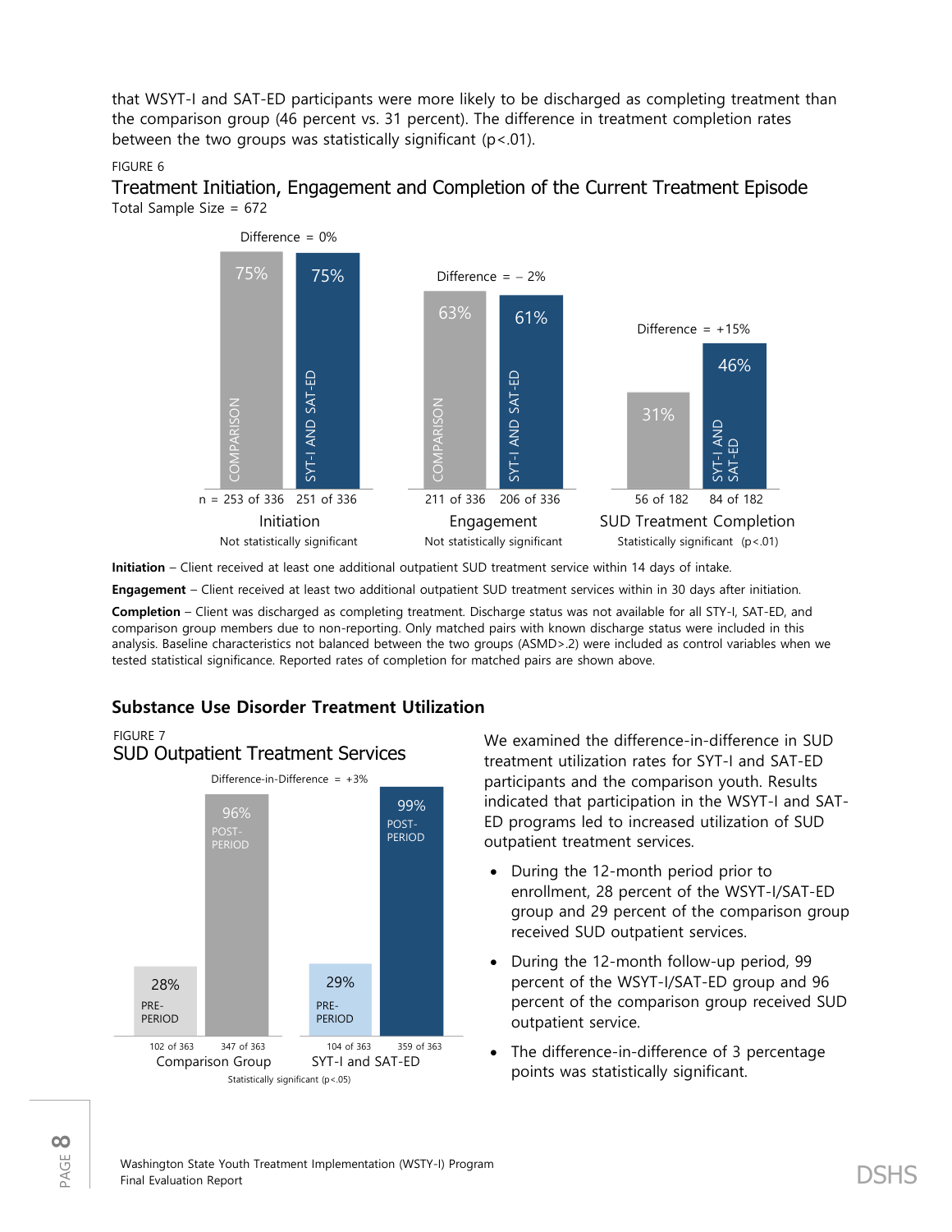that WSYT-I and SAT-ED participants were more likely to be discharged as completing treatment than the comparison group (46 percent vs. 31 percent). The difference in treatment completion rates between the two groups was statistically significant (p<.01).

FIGURE 6

### Treatment Initiation, Engagement and Completion of the Current Treatment Episode

Total Sample Size = 672

| | Comparison | SYT-I and SAT-ED | Difference | Significance |
|---|---|---|---|---|
| Initiation | 75% (n = 253 of 336) | 75% (251 of 336) | 0% | Not statistically significant |
| Engagement | 63% (211 of 336) | 61% (206 of 336) | – 2% | Not statistically significant |
| SUD Treatment Completion | 31% (56 of 182) | 46% (84 of 182) | +15% | Statistically significant (p<.01) |

**Initiation** – Client received at least one additional outpatient SUD treatment service within 14 days of intake.

**Engagement** – Client received at least two additional outpatient SUD treatment services within in 30 days after initiation.

**Completion** – Client was discharged as completing treatment. Discharge status was not available for all STY-I, SAT-ED, and comparison group members due to non-reporting. Only matched pairs with known discharge status were included in this analysis. Baseline characteristics not balanced between the two groups (ASMD>.2) were included as control variables when we tested statistical significance. Reported rates of completion for matched pairs are shown above.

## Substance Use Disorder Treatment Utilization

FIGURE 7

### SUD Outpatient Treatment Services

Difference-in-Difference = +3%

| | Pre-Period | Post-Period |
|---|---|---|
| Comparison Group | 28% (102 of 363) | 96% (347 of 363) |
| SYT-I and SAT-ED | 29% (104 of 363) | 99% (359 of 363) |

Statistically significant (p<.05)

We examined the difference-in-difference in SUD treatment utilization rates for SYT-I and SAT-ED participants and the comparison youth. Results indicated that participation in the WSYT-I and SAT-ED programs led to increased utilization of SUD outpatient treatment services.

- During the 12-month period prior to enrollment, 28 percent of the WSYT-I/SAT-ED group and 29 percent of the comparison group received SUD outpatient services.
- During the 12-month follow-up period, 99 percent of the WSYT-I/SAT-ED group and 96 percent of the comparison group received SUD outpatient service.
- The difference-in-difference of 3 percentage points was statistically significant.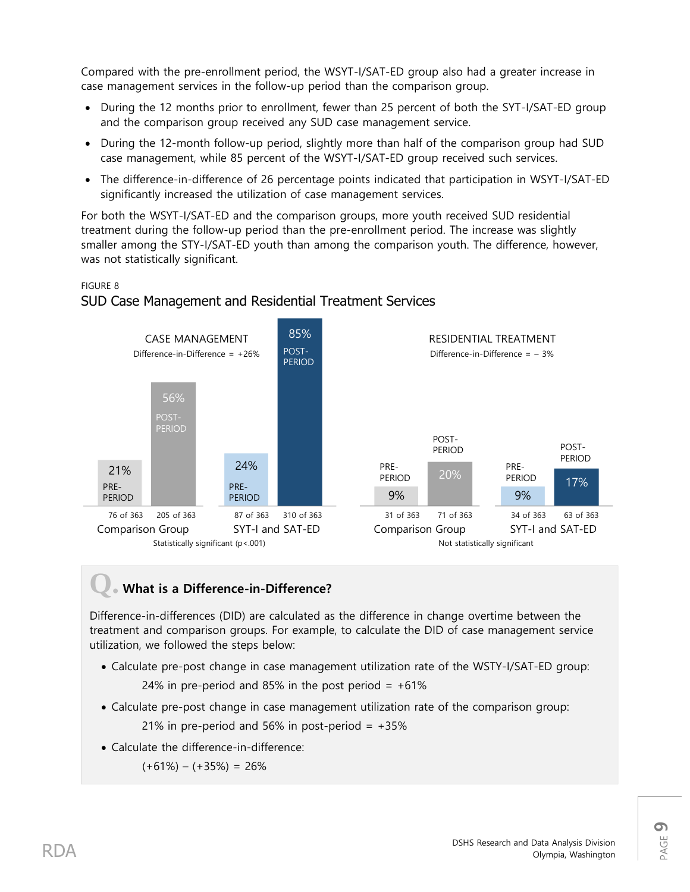Compared with the pre-enrollment period, the WSYT-I/SAT-ED group also had a greater increase in case management services in the follow-up period than the comparison group.

- During the 12 months prior to enrollment, fewer than 25 percent of both the SYT-I/SAT-ED group and the comparison group received any SUD case management service.
- During the 12-month follow-up period, slightly more than half of the comparison group had SUD case management, while 85 percent of the WSYT-I/SAT-ED group received such services.
- The difference-in-difference of 26 percentage points indicated that participation in WSYT-I/SAT-ED significantly increased the utilization of case management services.

For both the WSYT-I/SAT-ED and the comparison groups, more youth received SUD residential treatment during the follow-up period than the pre-enrollment period. The increase was slightly smaller among the STY-I/SAT-ED youth than among the comparison youth. The difference, however, was not statistically significant.

FIGURE 8

## SUD Case Management and Residential Treatment Services

**CASE MANAGEMENT** — Difference-in-Difference = +26%

| | Comparison Group | | SYT-I and SAT-ED | |
|---|---|---|---|---|
| | PRE-PERIOD | POST-PERIOD | PRE-PERIOD | POST-PERIOD |
| Percent | 21% | 56% | 24% | 85% |
| Count | 76 of 363 | 205 of 363 | 87 of 363 | 310 of 363 |

Statistically significant ($p<.001$)

**RESIDENTIAL TREATMENT** — Difference-in-Difference = – 3%

| | Comparison Group | | SYT-I and SAT-ED | |
|---|---|---|---|---|
| | PRE-PERIOD | POST-PERIOD | PRE-PERIOD | POST-PERIOD |
| Percent | 9% | 20% | 9% | 17% |
| Count | 31 of 363 | 71 of 363 | 34 of 363 | 63 of 363 |

Not statistically significant

### Q. What is a Difference-in-Difference?

Difference-in-differences (DID) are calculated as the difference in change overtime between the treatment and comparison groups. For example, to calculate the DID of case management service utilization, we followed the steps below:

- Calculate pre-post change in case management utilization rate of the WSTY-I/SAT-ED group:

  24% in pre-period and 85% in the post period = +61%

- Calculate pre-post change in case management utilization rate of the comparison group:

  21% in pre-period and 56% in post-period = +35%

- Calculate the difference-in-difference:

  (+61%) – (+35%) = 26%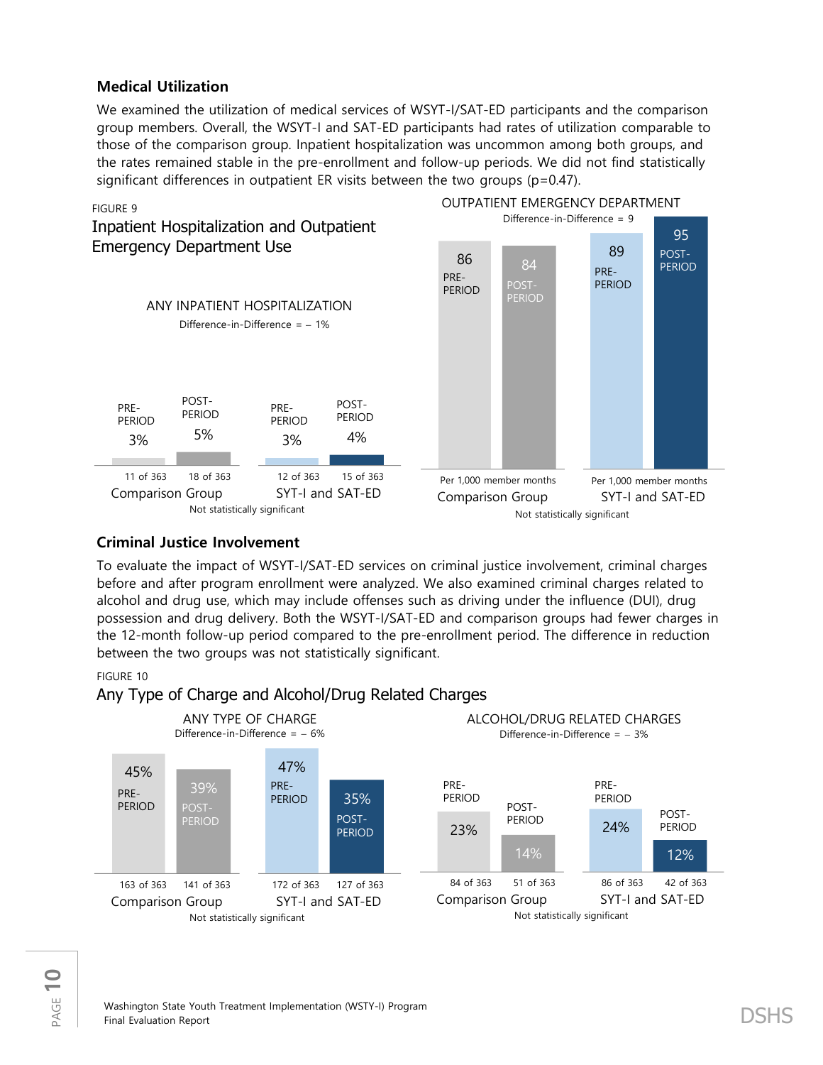## Medical Utilization

We examined the utilization of medical services of WSYT-I/SAT-ED participants and the comparison group members. Overall, the WSYT-I and SAT-ED participants had rates of utilization comparable to those of the comparison group. Inpatient hospitalization was uncommon among both groups, and the rates remained stable in the pre-enrollment and follow-up periods. We did not find statistically significant differences in outpatient ER visits between the two groups (p=0.47).

FIGURE 9

**Inpatient Hospitalization and Outpatient Emergency Department Use**

ANY INPATIENT HOSPITALIZATION

Difference-in-Difference = – 1%

| | Comparison Group | | SYT-I and SAT-ED | |
|---|---|---|---|---|
| | PRE-PERIOD | POST-PERIOD | PRE-PERIOD | POST-PERIOD |
| % | 3% | 5% | 3% | 4% |
| Count | 11 of 363 | 18 of 363 | 12 of 363 | 15 of 363 |

Not statistically significant

OUTPATIENT EMERGENCY DEPARTMENT

Difference-in-Difference = 9

| | Comparison Group | | SYT-I and SAT-ED | |
|---|---|---|---|---|
| | PRE-PERIOD | POST-PERIOD | PRE-PERIOD | POST-PERIOD |
| Per 1,000 member months | 86 | 84 | 89 | 95 |

Not statistically significant

## Criminal Justice Involvement

To evaluate the impact of WSYT-I/SAT-ED services on criminal justice involvement, criminal charges before and after program enrollment were analyzed. We also examined criminal charges related to alcohol and drug use, which may include offenses such as driving under the influence (DUI), drug possession and drug delivery. Both the WSYT-I/SAT-ED and comparison groups had fewer charges in the 12-month follow-up period compared to the pre-enrollment period. The difference in reduction between the two groups was not statistically significant.

FIGURE 10

**Any Type of Charge and Alcohol/Drug Related Charges**

ANY TYPE OF CHARGE

Difference-in-Difference = – 6%

| | Comparison Group | | SYT-I and SAT-ED | |
|---|---|---|---|---|
| | PRE-PERIOD | POST-PERIOD | PRE-PERIOD | POST-PERIOD |
| % | 45% | 39% | 47% | 35% |
| Count | 163 of 363 | 141 of 363 | 172 of 363 | 127 of 363 |

Not statistically significant

ALCOHOL/DRUG RELATED CHARGES

Difference-in-Difference = – 3%

| | Comparison Group | | SYT-I and SAT-ED | |
|---|---|---|---|---|
| | PRE-PERIOD | POST-PERIOD | PRE-PERIOD | POST-PERIOD |
| % | 23% | 14% | 24% | 12% |
| Count | 84 of 363 | 51 of 363 | 86 of 363 | 42 of 363 |

Not statistically significant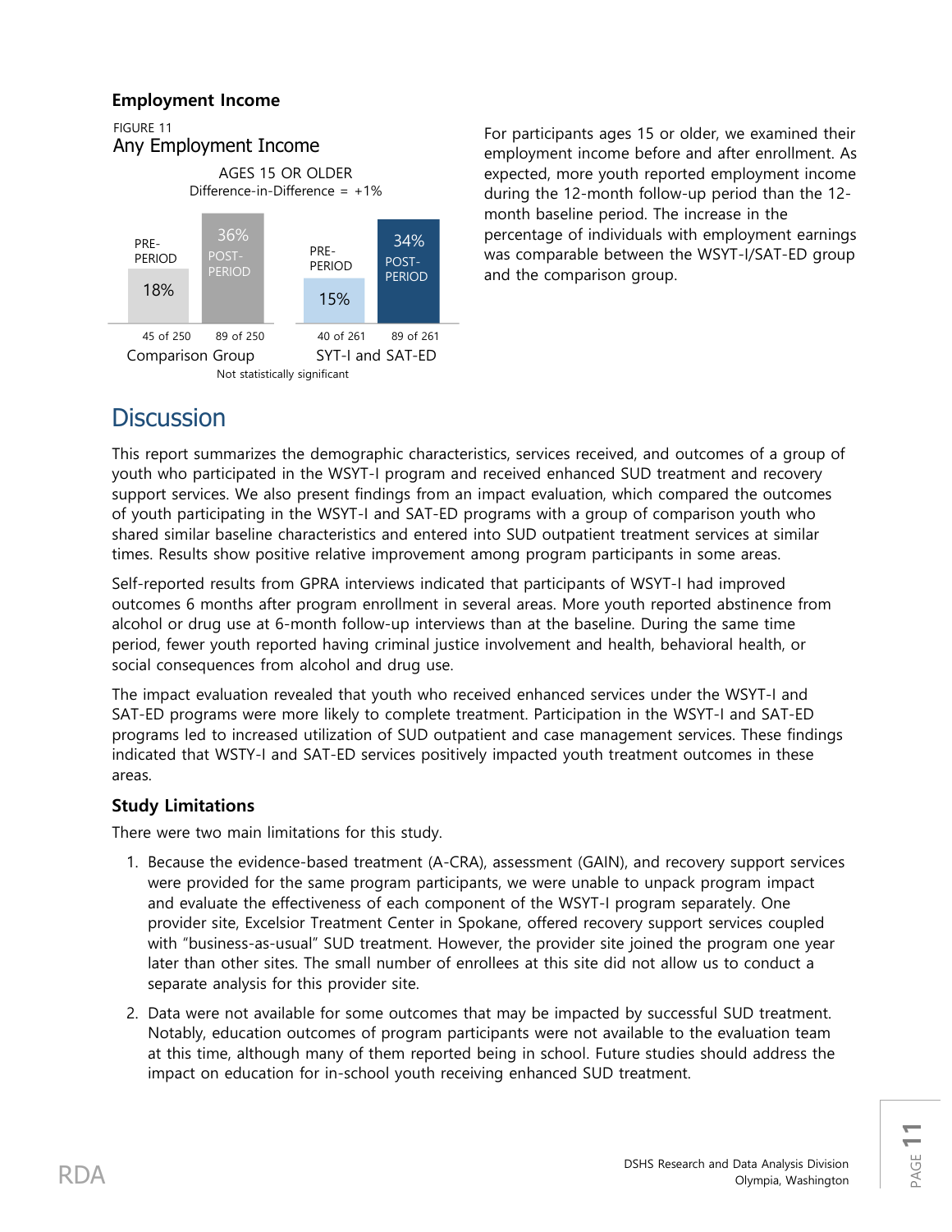### Employment Income

FIGURE 11
Any Employment Income

AGES 15 OR OLDER
Difference-in-Difference = +1%

| | Comparison Group | | SYT-I and SAT-ED | |
|---|---|---|---|---|
| | PRE-PERIOD | POST-PERIOD | PRE-PERIOD | POST-PERIOD |
| Percent | 18% | 36% | 15% | 34% |
| Count | 45 of 250 | 89 of 250 | 40 of 261 | 89 of 261 |

Not statistically significant

For participants ages 15 or older, we examined their employment income before and after enrollment. As expected, more youth reported employment income during the 12-month follow-up period than the 12-month baseline period. The increase in the percentage of individuals with employment earnings was comparable between the WSYT-I/SAT-ED group and the comparison group.

## Discussion

This report summarizes the demographic characteristics, services received, and outcomes of a group of youth who participated in the WSYT-I program and received enhanced SUD treatment and recovery support services. We also present findings from an impact evaluation, which compared the outcomes of youth participating in the WSYT-I and SAT-ED programs with a group of comparison youth who shared similar baseline characteristics and entered into SUD outpatient treatment services at similar times. Results show positive relative improvement among program participants in some areas.

Self-reported results from GPRA interviews indicated that participants of WSYT-I had improved outcomes 6 months after program enrollment in several areas. More youth reported abstinence from alcohol or drug use at 6-month follow-up interviews than at the baseline. During the same time period, fewer youth reported having criminal justice involvement and health, behavioral health, or social consequences from alcohol and drug use.

The impact evaluation revealed that youth who received enhanced services under the WSYT-I and SAT-ED programs were more likely to complete treatment. Participation in the WSYT-I and SAT-ED programs led to increased utilization of SUD outpatient and case management services. These findings indicated that WSTY-I and SAT-ED services positively impacted youth treatment outcomes in these areas.

### Study Limitations

There were two main limitations for this study.

1. Because the evidence-based treatment (A-CRA), assessment (GAIN), and recovery support services were provided for the same program participants, we were unable to unpack program impact and evaluate the effectiveness of each component of the WSYT-I program separately. One provider site, Excelsior Treatment Center in Spokane, offered recovery support services coupled with "business-as-usual" SUD treatment. However, the provider site joined the program one year later than other sites. The small number of enrollees at this site did not allow us to conduct a separate analysis for this provider site.
2. Data were not available for some outcomes that may be impacted by successful SUD treatment. Notably, education outcomes of program participants were not available to the evaluation team at this time, although many of them reported being in school. Future studies should address the impact on education for in-school youth receiving enhanced SUD treatment.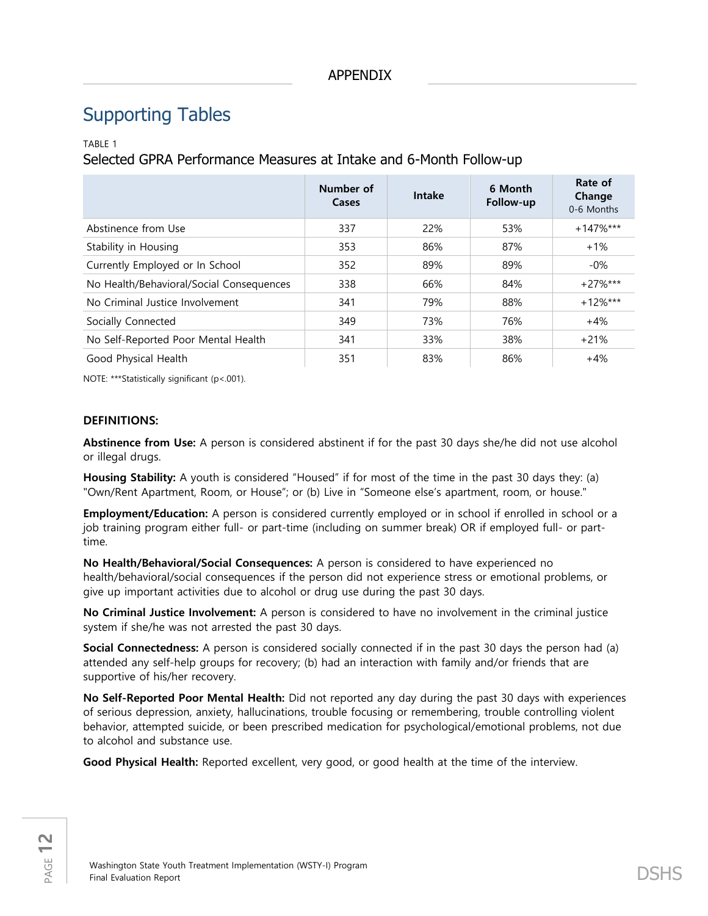APPENDIX

# Supporting Tables

TABLE 1

## Selected GPRA Performance Measures at Intake and 6-Month Follow-up

| | Number of Cases | Intake | 6 Month Follow-up | Rate of Change 0-6 Months |
|---|---|---|---|---|
| Abstinence from Use | 337 | 22% | 53% | +147%*** |
| Stability in Housing | 353 | 86% | 87% | +1% |
| Currently Employed or In School | 352 | 89% | 89% | -0% |
| No Health/Behavioral/Social Consequences | 338 | 66% | 84% | +27%*** |
| No Criminal Justice Involvement | 341 | 79% | 88% | +12%*** |
| Socially Connected | 349 | 73% | 76% | +4% |
| No Self-Reported Poor Mental Health | 341 | 33% | 38% | +21% |
| Good Physical Health | 351 | 83% | 86% | +4% |

NOTE: ***Statistically significant ($p<.001$).

**DEFINITIONS:**

**Abstinence from Use:** A person is considered abstinent if for the past 30 days she/he did not use alcohol or illegal drugs.

**Housing Stability:** A youth is considered "Housed" if for most of the time in the past 30 days they: (a) "Own/Rent Apartment, Room, or House"; or (b) Live in "Someone else's apartment, room, or house."

**Employment/Education:** A person is considered currently employed or in school if enrolled in school or a job training program either full- or part-time (including on summer break) OR if employed full- or part-time.

**No Health/Behavioral/Social Consequences:** A person is considered to have experienced no health/behavioral/social consequences if the person did not experience stress or emotional problems, or give up important activities due to alcohol or drug use during the past 30 days.

**No Criminal Justice Involvement:** A person is considered to have no involvement in the criminal justice system if she/he was not arrested the past 30 days.

**Social Connectedness:** A person is considered socially connected if in the past 30 days the person had (a) attended any self-help groups for recovery; (b) had an interaction with family and/or friends that are supportive of his/her recovery.

**No Self-Reported Poor Mental Health:** Did not reported any day during the past 30 days with experiences of serious depression, anxiety, hallucinations, trouble focusing or remembering, trouble controlling violent behavior, attempted suicide, or been prescribed medication for psychological/emotional problems, not due to alcohol and substance use.

**Good Physical Health:** Reported excellent, very good, or good health at the time of the interview.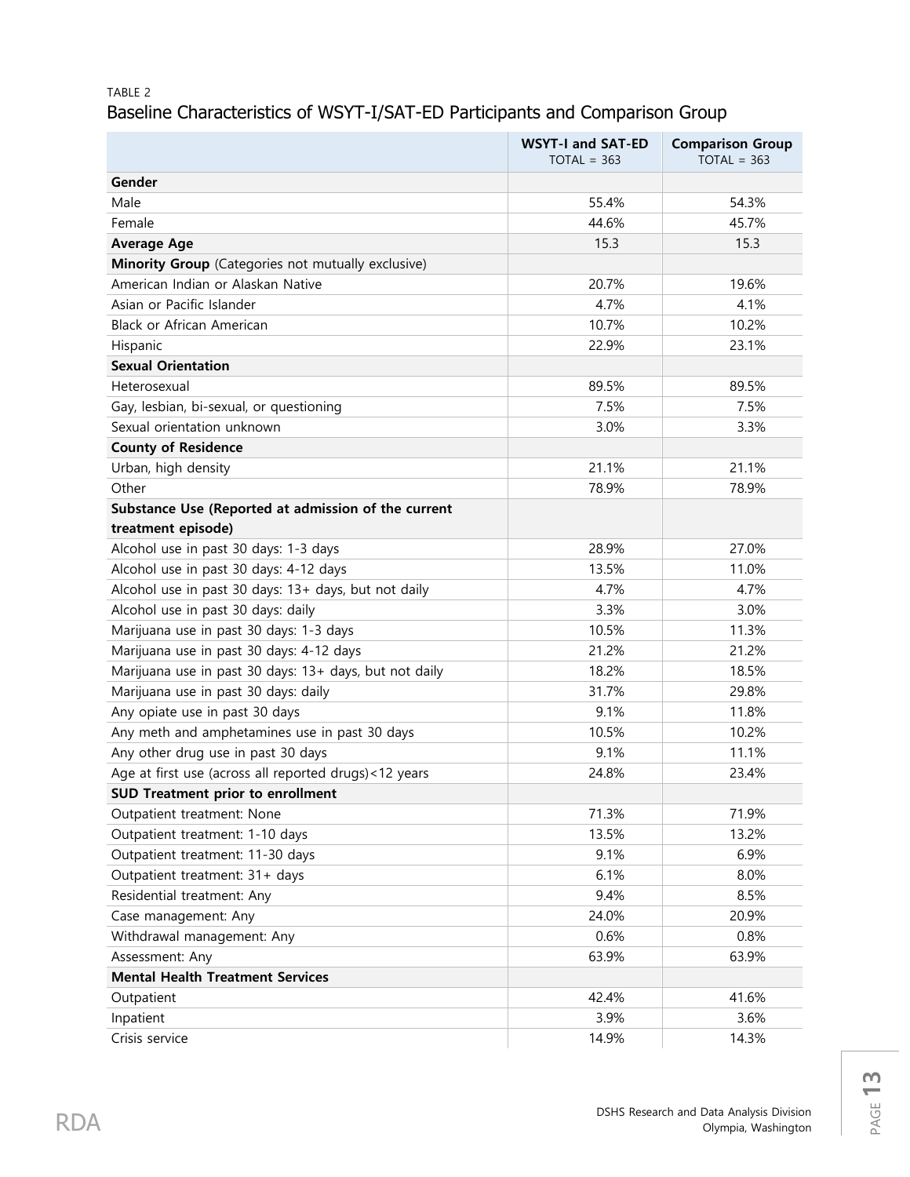TABLE 2

## Baseline Characteristics of WSYT-I/SAT-ED Participants and Comparison Group

| | WSYT-I and SAT-ED TOTAL = 363 | Comparison Group TOTAL = 363 |
|---|---|---|
| **Gender** | | |
| Male | 55.4% | 54.3% |
| Female | 44.6% | 45.7% |
| **Average Age** | 15.3 | 15.3 |
| **Minority Group** (Categories not mutually exclusive) | | |
| American Indian or Alaskan Native | 20.7% | 19.6% |
| Asian or Pacific Islander | 4.7% | 4.1% |
| Black or African American | 10.7% | 10.2% |
| Hispanic | 22.9% | 23.1% |
| **Sexual Orientation** | | |
| Heterosexual | 89.5% | 89.5% |
| Gay, lesbian, bi-sexual, or questioning | 7.5% | 7.5% |
| Sexual orientation unknown | 3.0% | 3.3% |
| **County of Residence** | | |
| Urban, high density | 21.1% | 21.1% |
| Other | 78.9% | 78.9% |
| **Substance Use (Reported at admission of the current treatment episode)** | | |
| Alcohol use in past 30 days: 1-3 days | 28.9% | 27.0% |
| Alcohol use in past 30 days: 4-12 days | 13.5% | 11.0% |
| Alcohol use in past 30 days: 13+ days, but not daily | 4.7% | 4.7% |
| Alcohol use in past 30 days: daily | 3.3% | 3.0% |
| Marijuana use in past 30 days: 1-3 days | 10.5% | 11.3% |
| Marijuana use in past 30 days: 4-12 days | 21.2% | 21.2% |
| Marijuana use in past 30 days: 13+ days, but not daily | 18.2% | 18.5% |
| Marijuana use in past 30 days: daily | 31.7% | 29.8% |
| Any opiate use in past 30 days | 9.1% | 11.8% |
| Any meth and amphetamines use in past 30 days | 10.5% | 10.2% |
| Any other drug use in past 30 days | 9.1% | 11.1% |
| Age at first use (across all reported drugs)<12 years | 24.8% | 23.4% |
| **SUD Treatment prior to enrollment** | | |
| Outpatient treatment: None | 71.3% | 71.9% |
| Outpatient treatment: 1-10 days | 13.5% | 13.2% |
| Outpatient treatment: 11-30 days | 9.1% | 6.9% |
| Outpatient treatment: 31+ days | 6.1% | 8.0% |
| Residential treatment: Any | 9.4% | 8.5% |
| Case management: Any | 24.0% | 20.9% |
| Withdrawal management: Any | 0.6% | 0.8% |
| Assessment: Any | 63.9% | 63.9% |
| **Mental Health Treatment Services** | | |
| Outpatient | 42.4% | 41.6% |
| Inpatient | 3.9% | 3.6% |
| Crisis service | 14.9% | 14.3% |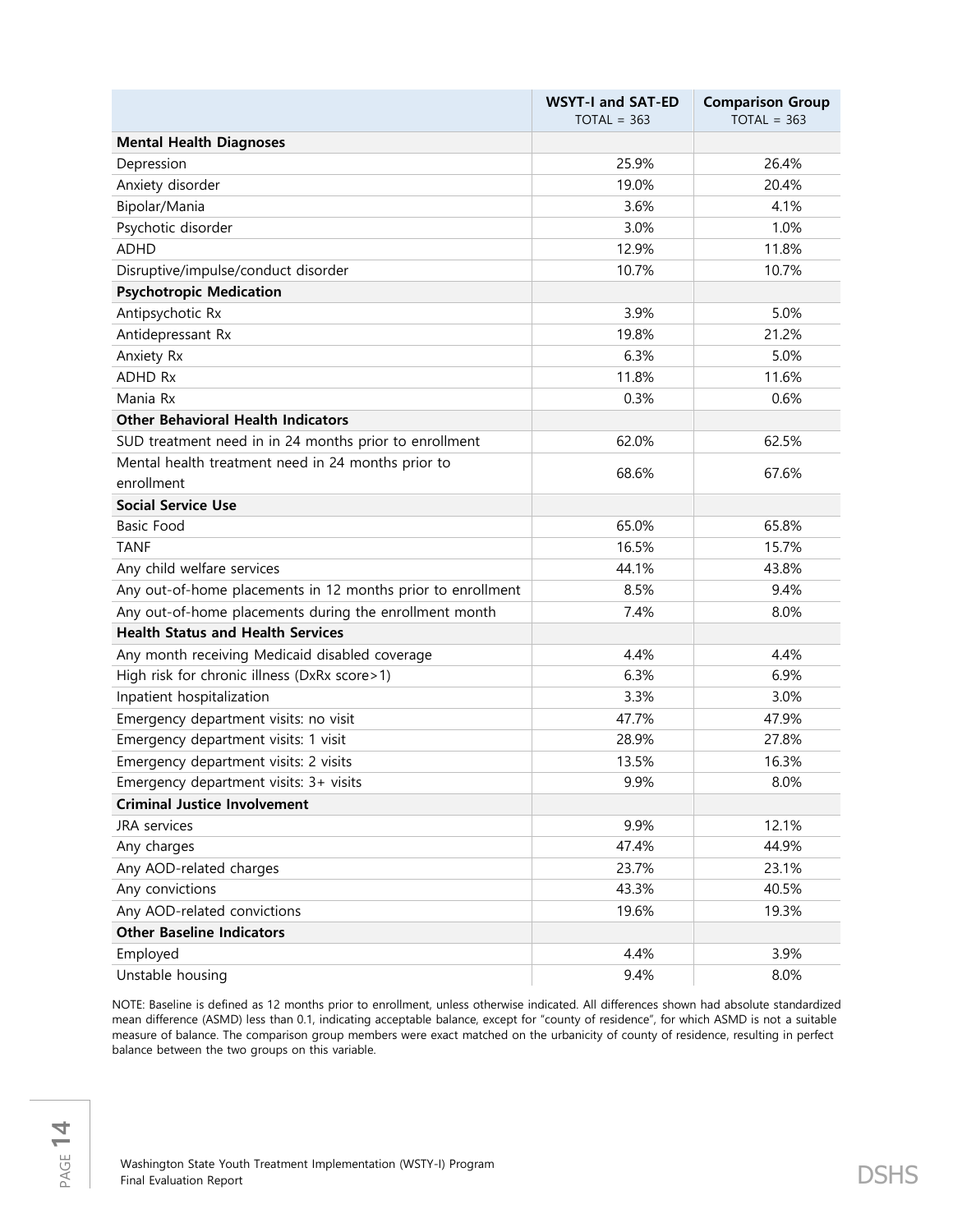| | WSYT-I and SAT-ED TOTAL = 363 | Comparison Group TOTAL = 363 |
|---|---|---|
| **Mental Health Diagnoses** | | |
| Depression | 25.9% | 26.4% |
| Anxiety disorder | 19.0% | 20.4% |
| Bipolar/Mania | 3.6% | 4.1% |
| Psychotic disorder | 3.0% | 1.0% |
| ADHD | 12.9% | 11.8% |
| Disruptive/impulse/conduct disorder | 10.7% | 10.7% |
| **Psychotropic Medication** | | |
| Antipsychotic Rx | 3.9% | 5.0% |
| Antidepressant Rx | 19.8% | 21.2% |
| Anxiety Rx | 6.3% | 5.0% |
| ADHD Rx | 11.8% | 11.6% |
| Mania Rx | 0.3% | 0.6% |
| **Other Behavioral Health Indicators** | | |
| SUD treatment need in in 24 months prior to enrollment | 62.0% | 62.5% |
| Mental health treatment need in 24 months prior to enrollment | 68.6% | 67.6% |
| **Social Service Use** | | |
| Basic Food | 65.0% | 65.8% |
| TANF | 16.5% | 15.7% |
| Any child welfare services | 44.1% | 43.8% |
| Any out-of-home placements in 12 months prior to enrollment | 8.5% | 9.4% |
| Any out-of-home placements during the enrollment month | 7.4% | 8.0% |
| **Health Status and Health Services** | | |
| Any month receiving Medicaid disabled coverage | 4.4% | 4.4% |
| High risk for chronic illness (DxRx score>1) | 6.3% | 6.9% |
| Inpatient hospitalization | 3.3% | 3.0% |
| Emergency department visits: no visit | 47.7% | 47.9% |
| Emergency department visits: 1 visit | 28.9% | 27.8% |
| Emergency department visits: 2 visits | 13.5% | 16.3% |
| Emergency department visits: 3+ visits | 9.9% | 8.0% |
| **Criminal Justice Involvement** | | |
| JRA services | 9.9% | 12.1% |
| Any charges | 47.4% | 44.9% |
| Any AOD-related charges | 23.7% | 23.1% |
| Any convictions | 43.3% | 40.5% |
| Any AOD-related convictions | 19.6% | 19.3% |
| **Other Baseline Indicators** | | |
| Employed | 4.4% | 3.9% |
| Unstable housing | 9.4% | 8.0% |

NOTE: Baseline is defined as 12 months prior to enrollment, unless otherwise indicated. All differences shown had absolute standardized mean difference (ASMD) less than 0.1, indicating acceptable balance, except for "county of residence", for which ASMD is not a suitable measure of balance. The comparison group members were exact matched on the urbanicity of county of residence, resulting in perfect balance between the two groups on this variable.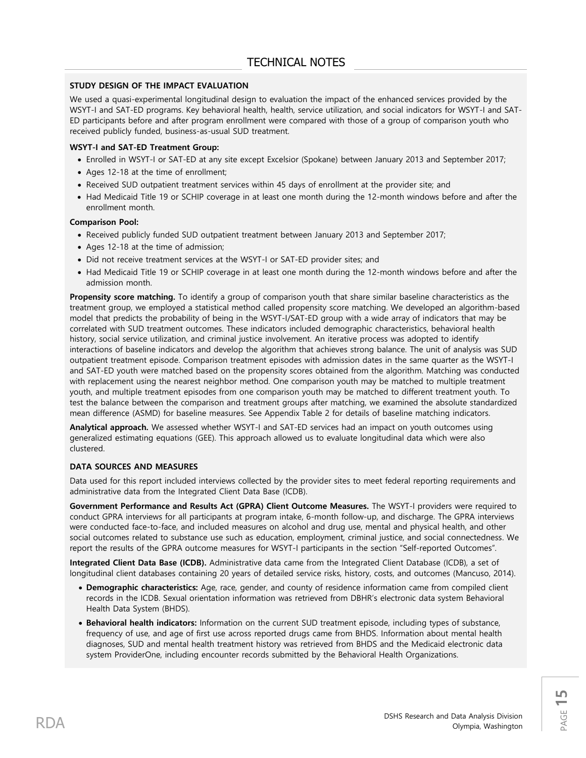# TECHNICAL NOTES

**STUDY DESIGN OF THE IMPACT EVALUATION**

We used a quasi-experimental longitudinal design to evaluation the impact of the enhanced services provided by the WSYT-I and SAT-ED programs. Key behavioral health, health, service utilization, and social indicators for WSYT-I and SAT-ED participants before and after program enrollment were compared with those of a group of comparison youth who received publicly funded, business-as-usual SUD treatment.

**WSYT-I and SAT-ED Treatment Group:**

- Enrolled in WSYT-I or SAT-ED at any site except Excelsior (Spokane) between January 2013 and September 2017;
- Ages 12-18 at the time of enrollment;
- Received SUD outpatient treatment services within 45 days of enrollment at the provider site; and
- Had Medicaid Title 19 or SCHIP coverage in at least one month during the 12-month windows before and after the enrollment month.

**Comparison Pool:**

- Received publicly funded SUD outpatient treatment between January 2013 and September 2017;
- Ages 12-18 at the time of admission;
- Did not receive treatment services at the WSYT-I or SAT-ED provider sites; and
- Had Medicaid Title 19 or SCHIP coverage in at least one month during the 12-month windows before and after the admission month.

**Propensity score matching.** To identify a group of comparison youth that share similar baseline characteristics as the treatment group, we employed a statistical method called propensity score matching. We developed an algorithm-based model that predicts the probability of being in the WSYT-I/SAT-ED group with a wide array of indicators that may be correlated with SUD treatment outcomes. These indicators included demographic characteristics, behavioral health history, social service utilization, and criminal justice involvement. An iterative process was adopted to identify interactions of baseline indicators and develop the algorithm that achieves strong balance. The unit of analysis was SUD outpatient treatment episode. Comparison treatment episodes with admission dates in the same quarter as the WSYT-I and SAT-ED youth were matched based on the propensity scores obtained from the algorithm. Matching was conducted with replacement using the nearest neighbor method. One comparison youth may be matched to multiple treatment youth, and multiple treatment episodes from one comparison youth may be matched to different treatment youth. To test the balance between the comparison and treatment groups after matching, we examined the absolute standardized mean difference (ASMD) for baseline measures. See Appendix Table 2 for details of baseline matching indicators.

**Analytical approach.** We assessed whether WSYT-I and SAT-ED services had an impact on youth outcomes using generalized estimating equations (GEE). This approach allowed us to evaluate longitudinal data which were also clustered.

**DATA SOURCES AND MEASURES**

Data used for this report included interviews collected by the provider sites to meet federal reporting requirements and administrative data from the Integrated Client Data Base (ICDB).

**Government Performance and Results Act (GPRA) Client Outcome Measures.** The WSYT-I providers were required to conduct GPRA interviews for all participants at program intake, 6-month follow-up, and discharge. The GPRA interviews were conducted face-to-face, and included measures on alcohol and drug use, mental and physical health, and other social outcomes related to substance use such as education, employment, criminal justice, and social connectedness. We report the results of the GPRA outcome measures for WSYT-I participants in the section "Self-reported Outcomes".

**Integrated Client Data Base (ICDB).** Administrative data came from the Integrated Client Database (ICDB), a set of longitudinal client databases containing 20 years of detailed service risks, history, costs, and outcomes (Mancuso, 2014).

- **Demographic characteristics:** Age, race, gender, and county of residence information came from compiled client records in the ICDB. Sexual orientation information was retrieved from DBHR's electronic data system Behavioral Health Data System (BHDS).
- **Behavioral health indicators:** Information on the current SUD treatment episode, including types of substance, frequency of use, and age of first use across reported drugs came from BHDS. Information about mental health diagnoses, SUD and mental health treatment history was retrieved from BHDS and the Medicaid electronic data system ProviderOne, including encounter records submitted by the Behavioral Health Organizations.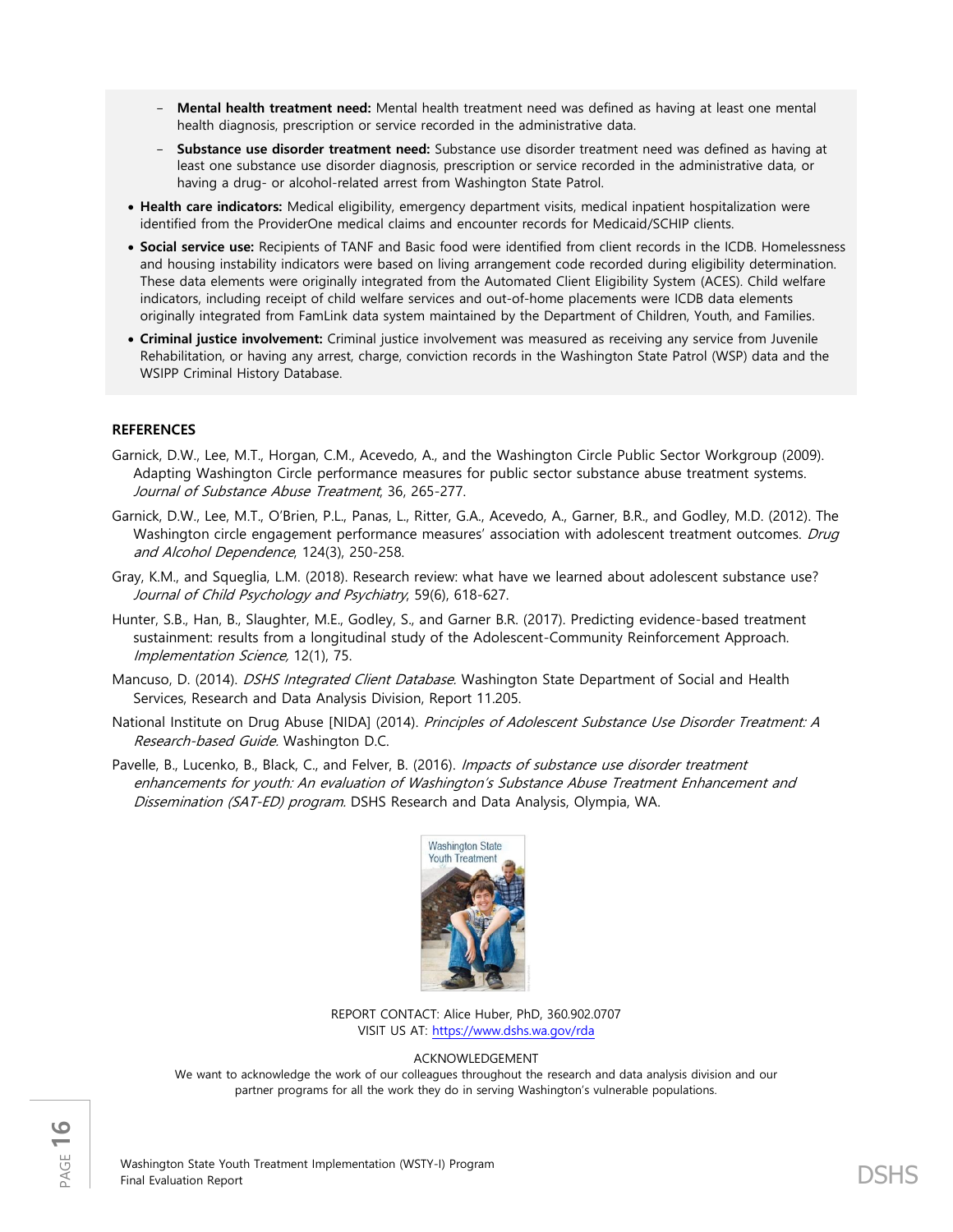- **Mental health treatment need:** Mental health treatment need was defined as having at least one mental health diagnosis, prescription or service recorded in the administrative data.
   - **Substance use disorder treatment need:** Substance use disorder treatment need was defined as having at least one substance use disorder diagnosis, prescription or service recorded in the administrative data, or having a drug- or alcohol-related arrest from Washington State Patrol.
- **Health care indicators:** Medical eligibility, emergency department visits, medical inpatient hospitalization were identified from the ProviderOne medical claims and encounter records for Medicaid/SCHIP clients.
- **Social service use:** Recipients of TANF and Basic food were identified from client records in the ICDB. Homelessness and housing instability indicators were based on living arrangement code recorded during eligibility determination. These data elements were originally integrated from the Automated Client Eligibility System (ACES). Child welfare indicators, including receipt of child welfare services and out-of-home placements were ICDB data elements originally integrated from FamLink data system maintained by the Department of Children, Youth, and Families.
- **Criminal justice involvement:** Criminal justice involvement was measured as receiving any service from Juvenile Rehabilitation, or having any arrest, charge, conviction records in the Washington State Patrol (WSP) data and the WSIPP Criminal History Database.

## REFERENCES

Garnick, D.W., Lee, M.T., Horgan, C.M., Acevedo, A., and the Washington Circle Public Sector Workgroup (2009). Adapting Washington Circle performance measures for public sector substance abuse treatment systems. *Journal of Substance Abuse Treatment*, 36, 265-277.

Garnick, D.W., Lee, M.T., O'Brien, P.L., Panas, L., Ritter, G.A., Acevedo, A., Garner, B.R., and Godley, M.D. (2012). The Washington circle engagement performance measures' association with adolescent treatment outcomes. *Drug and Alcohol Dependence*, 124(3), 250-258.

Gray, K.M., and Squeglia, L.M. (2018). Research review: what have we learned about adolescent substance use? *Journal of Child Psychology and Psychiatry*, 59(6), 618-627.

Hunter, S.B., Han, B., Slaughter, M.E., Godley, S., and Garner B.R. (2017). Predicting evidence-based treatment sustainment: results from a longitudinal study of the Adolescent-Community Reinforcement Approach. *Implementation Science*, 12(1), 75.

Mancuso, D. (2014). *DSHS Integrated Client Database*. Washington State Department of Social and Health Services, Research and Data Analysis Division, Report 11.205.

National Institute on Drug Abuse [NIDA] (2014). *Principles of Adolescent Substance Use Disorder Treatment: A Research-based Guide*. Washington D.C.

Pavelle, B., Lucenko, B., Black, C., and Felver, B. (2016). *Impacts of substance use disorder treatment enhancements for youth: An evaluation of Washington's Substance Abuse Treatment Enhancement and Dissemination (SAT-ED) program*. DSHS Research and Data Analysis, Olympia, WA.

REPORT CONTACT: Alice Huber, PhD, 360.902.0707
VISIT US AT: https://www.dshs.wa.gov/rda

ACKNOWLEDGEMENT
We want to acknowledge the work of our colleagues throughout the research and data analysis division and our partner programs for all the work they do in serving Washington's vulnerable populations.